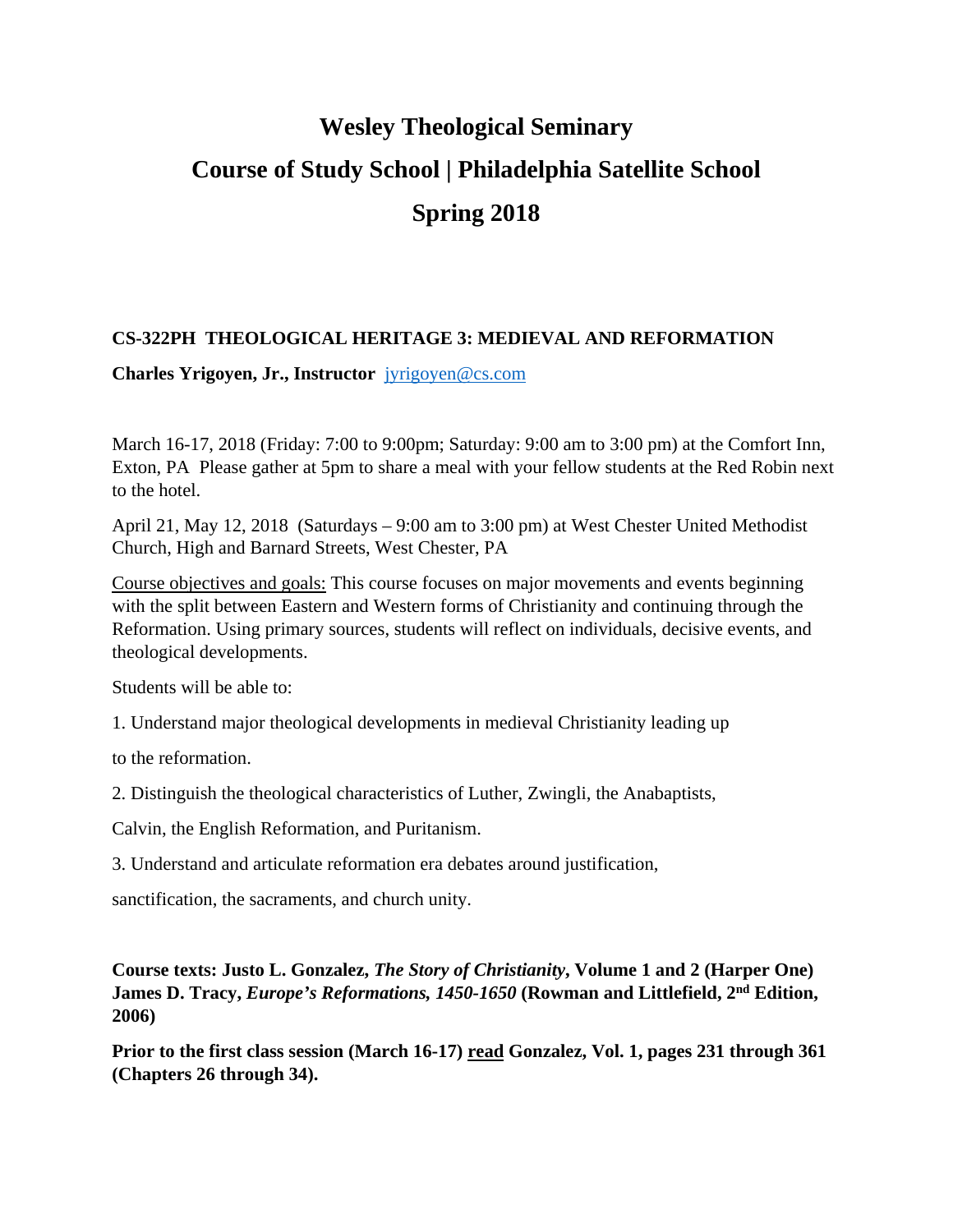# Wesley Theological Seminary

# Course of Study School | Philadelphia Satellite School

# Spring 2018

**CS-322PH THEOLOGICAL HERITAGE 3: MEDIEVAL AND REFORMATION**

**Charles Yrigoyen, Jr., Instructor** jyrigoyen@cs.com

March 16-17, 2018 (Friday: 7:00 to 9:00pm; Saturday: 9:00 am to 3:00 pm) at the Comfort Inn, Exton, PA Please gather at 5pm to share a meal with your fellow students at the Red Robin next to the hotel.

April 21, May 12, 2018 (Saturdays – 9:00 am to 3:00 pm) at West Chester United Methodist Church, High and Barnard Streets, West Chester, PA

<u>Course objectives and goals:</u> This course focuses on major movements and events beginning with the split between Eastern and Western forms of Christianity and continuing through the Reformation. Using primary sources, students will reflect on individuals, decisive events, and theological developments.

Students will be able to:

1. Understand major theological developments in medieval Christianity leading up to the reformation.

2. Distinguish the theological characteristics of Luther, Zwingli, the Anabaptists, Calvin, the English Reformation, and Puritanism.

3. Understand and articulate reformation era debates around justification, sanctification, the sacraments, and church unity.

**Course texts: Justo L. Gonzalez, *The Story of Christianity*, Volume 1 and 2 (Harper One) James D. Tracy, *Europe's Reformations, 1450-1650* (Rowman and Littlefield, 2nd Edition, 2006)**

**Prior to the first class session (March 16-17) <u>read</u> Gonzalez, Vol. 1, pages 231 through 361 (Chapters 26 through 34).**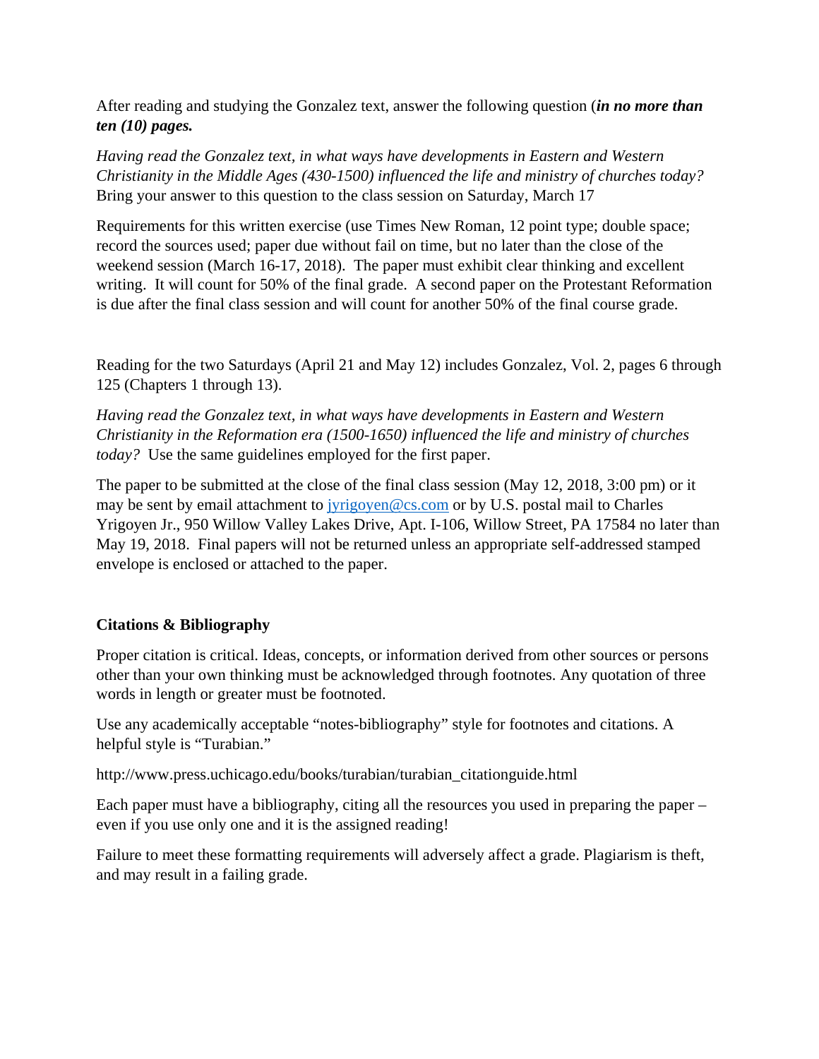After reading and studying the Gonzalez text, answer the following question (***in no more than ten (10) pages.***

*Having read the Gonzalez text, in what ways have developments in Eastern and Western Christianity in the Middle Ages (430-1500) influenced the life and ministry of churches today?* Bring your answer to this question to the class session on Saturday, March 17

Requirements for this written exercise (use Times New Roman, 12 point type; double space; record the sources used; paper due without fail on time, but no later than the close of the weekend session (March 16-17, 2018). The paper must exhibit clear thinking and excellent writing. It will count for 50% of the final grade. A second paper on the Protestant Reformation is due after the final class session and will count for another 50% of the final course grade.

Reading for the two Saturdays (April 21 and May 12) includes Gonzalez, Vol. 2, pages 6 through 125 (Chapters 1 through 13).

*Having read the Gonzalez text, in what ways have developments in Eastern and Western Christianity in the Reformation era (1500-1650) influenced the life and ministry of churches today?* Use the same guidelines employed for the first paper.

The paper to be submitted at the close of the final class session (May 12, 2018, 3:00 pm) or it may be sent by email attachment to jyrigoyen@cs.com or by U.S. postal mail to Charles Yrigoyen Jr., 950 Willow Valley Lakes Drive, Apt. I-106, Willow Street, PA 17584 no later than May 19, 2018. Final papers will not be returned unless an appropriate self-addressed stamped envelope is enclosed or attached to the paper.

**Citations & Bibliography**

Proper citation is critical. Ideas, concepts, or information derived from other sources or persons other than your own thinking must be acknowledged through footnotes. Any quotation of three words in length or greater must be footnoted.

Use any academically acceptable "notes-bibliography" style for footnotes and citations. A helpful style is "Turabian."

http://www.press.uchicago.edu/books/turabian/turabian_citationguide.html

Each paper must have a bibliography, citing all the resources you used in preparing the paper – even if you use only one and it is the assigned reading!

Failure to meet these formatting requirements will adversely affect a grade. Plagiarism is theft, and may result in a failing grade.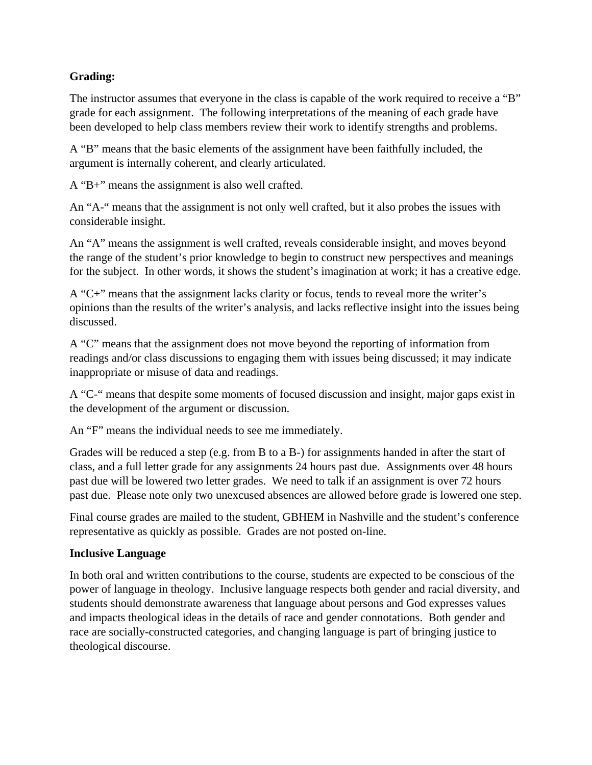**Grading:**

The instructor assumes that everyone in the class is capable of the work required to receive a "B" grade for each assignment. The following interpretations of the meaning of each grade have been developed to help class members review their work to identify strengths and problems.

A "B" means that the basic elements of the assignment have been faithfully included, the argument is internally coherent, and clearly articulated.

A "B+" means the assignment is also well crafted.

An "A-" means that the assignment is not only well crafted, but it also probes the issues with considerable insight.

An "A" means the assignment is well crafted, reveals considerable insight, and moves beyond the range of the student's prior knowledge to begin to construct new perspectives and meanings for the subject. In other words, it shows the student's imagination at work; it has a creative edge.

A "C+" means that the assignment lacks clarity or focus, tends to reveal more the writer's opinions than the results of the writer's analysis, and lacks reflective insight into the issues being discussed.

A "C" means that the assignment does not move beyond the reporting of information from readings and/or class discussions to engaging them with issues being discussed; it may indicate inappropriate or misuse of data and readings.

A "C-" means that despite some moments of focused discussion and insight, major gaps exist in the development of the argument or discussion.

An "F" means the individual needs to see me immediately.

Grades will be reduced a step (e.g. from B to a B-) for assignments handed in after the start of class, and a full letter grade for any assignments 24 hours past due. Assignments over 48 hours past due will be lowered two letter grades. We need to talk if an assignment is over 72 hours past due. Please note only two unexcused absences are allowed before grade is lowered one step.

Final course grades are mailed to the student, GBHEM in Nashville and the student's conference representative as quickly as possible. Grades are not posted on-line.

**Inclusive Language**

In both oral and written contributions to the course, students are expected to be conscious of the power of language in theology. Inclusive language respects both gender and racial diversity, and students should demonstrate awareness that language about persons and God expresses values and impacts theological ideas in the details of race and gender connotations. Both gender and race are socially-constructed categories, and changing language is part of bringing justice to theological discourse.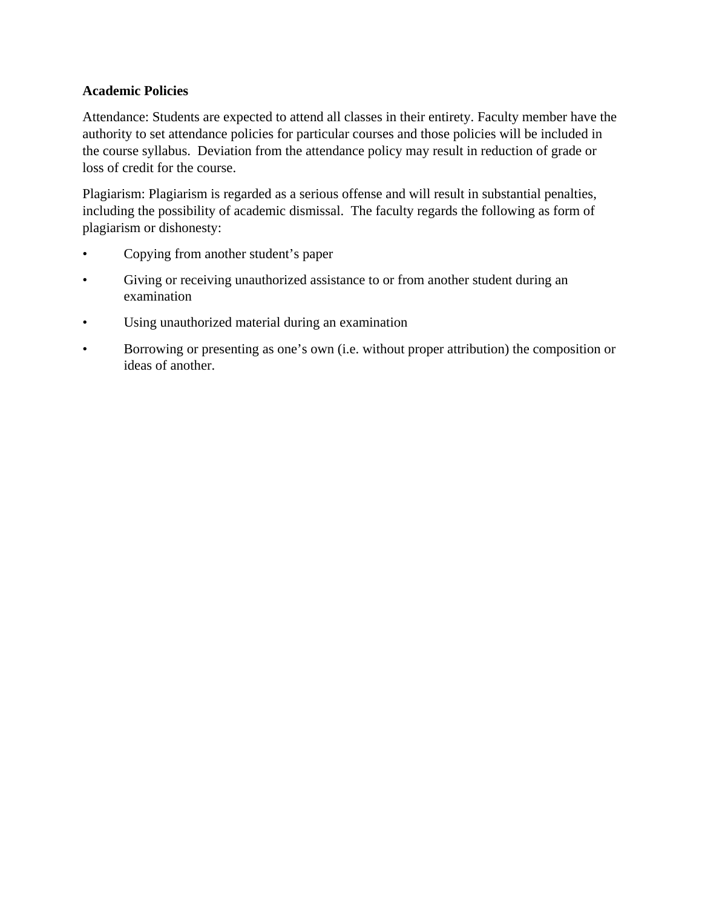**Academic Policies**

Attendance: Students are expected to attend all classes in their entirety. Faculty member have the authority to set attendance policies for particular courses and those policies will be included in the course syllabus. Deviation from the attendance policy may result in reduction of grade or loss of credit for the course.

Plagiarism: Plagiarism is regarded as a serious offense and will result in substantial penalties, including the possibility of academic dismissal. The faculty regards the following as form of plagiarism or dishonesty:

- Copying from another student's paper
- Giving or receiving unauthorized assistance to or from another student during an examination
- Using unauthorized material during an examination
- Borrowing or presenting as one's own (i.e. without proper attribution) the composition or ideas of another.